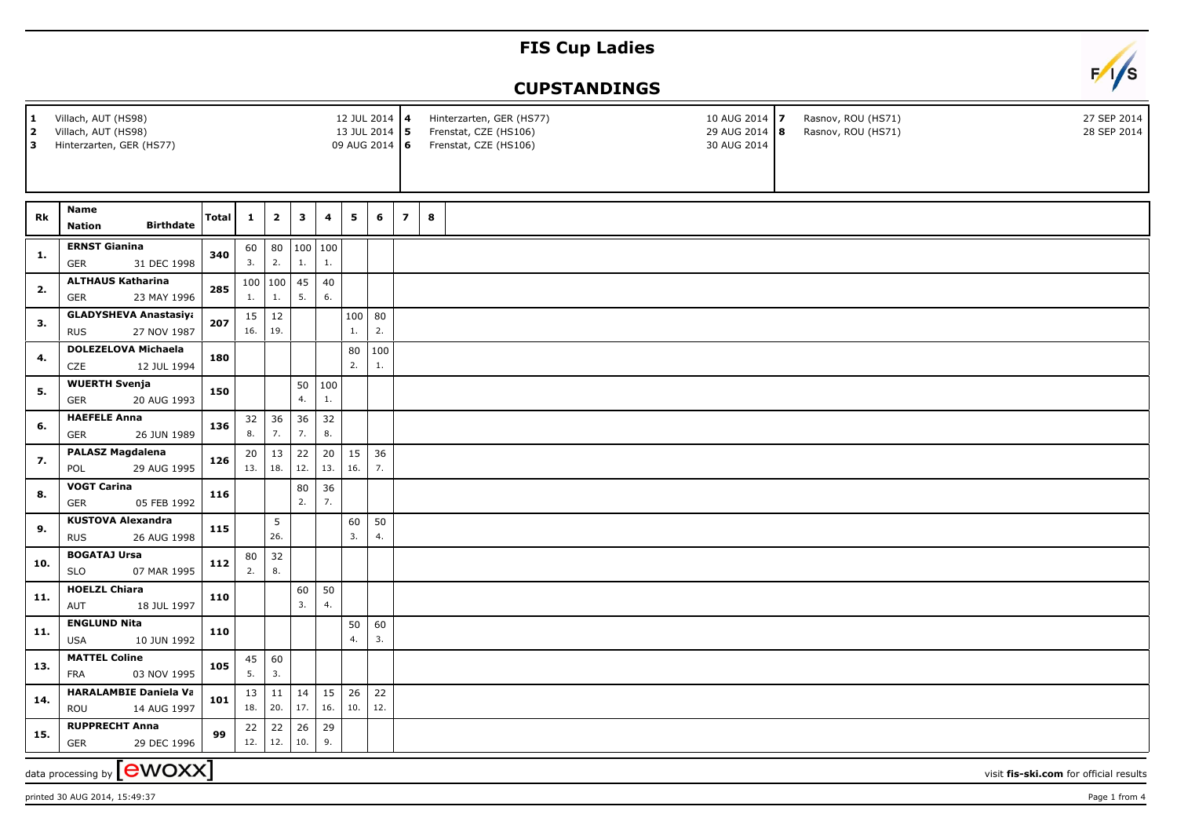# FIS Cup Ladies

## CUPSTANDINGS

| # | Venue | Date |
|---|---|---|
| 1 | Villach, AUT (HS98) | 12 JUL 2014 |
| 2 | Villach, AUT (HS98) | 13 JUL 2014 |
| 3 | Hinterzarten, GER (HS77) | 09 AUG 2014 |
| 4 | Hinterzarten, GER (HS77) | 10 AUG 2014 |
| 5 | Frenstat, CZE (HS106) | 29 AUG 2014 |
| 6 | Frenstat, CZE (HS106) | 30 AUG 2014 |
| 7 | Rasnov, ROU (HS71) | 27 SEP 2014 |
| 8 | Rasnov, ROU (HS71) | 28 SEP 2014 |

| Rk | Name / Nation | Birthdate | Total | 1 | 2 | 3 | 4 | 5 | 6 | 7 | 8 |
|---|---|---|---|---|---|---|---|---|---|---|---|
| 1. | ERNST Gianina / GER | 31 DEC 1998 | 340 | 60 (3.) | 80 (2.) | 100 (1.) | 100 (1.) | | | | |
| 2. | ALTHAUS Katharina / GER | 23 MAY 1996 | 285 | 100 (1.) | 100 (1.) | 45 (5.) | 40 (6.) | | | | |
| 3. | GLADYSHEVA Anastasiya / RUS | 27 NOV 1987 | 207 | 15 (16.) | 12 (19.) | | | 100 (1.) | 80 (2.) | | |
| 4. | DOLEZELOVA Michaela / CZE | 12 JUL 1994 | 180 | | | | | 80 (2.) | 100 (1.) | | |
| 5. | WUERTH Svenja / GER | 20 AUG 1993 | 150 | | | 50 (4.) | 100 (1.) | | | | |
| 6. | HAEFELE Anna / GER | 26 JUN 1989 | 136 | 32 (8.) | 36 (7.) | 36 (7.) | 32 (8.) | | | | |
| 7. | PALASZ Magdalena / POL | 29 AUG 1995 | 126 | 20 (13.) | 13 (18.) | 22 (12.) | 20 (13.) | 15 (16.) | 36 (7.) | | |
| 8. | VOGT Carina / GER | 05 FEB 1992 | 116 | | | 80 (2.) | 36 (7.) | | | | |
| 9. | KUSTOVA Alexandra / RUS | 26 AUG 1998 | 115 | | 5 (26.) | | | 60 (3.) | 50 (4.) | | |
| 10. | BOGATAJ Ursa / SLO | 07 MAR 1995 | 112 | 80 (2.) | 32 (8.) | | | | | | |
| 11. | HOELZL Chiara / AUT | 18 JUL 1997 | 110 | | | 60 (3.) | 50 (4.) | | | | |
| 11. | ENGLUND Nita / USA | 10 JUN 1992 | 110 | | | | | 50 (4.) | 60 (3.) | | |
| 13. | MATTEL Coline / FRA | 03 NOV 1995 | 105 | 45 (5.) | 60 (3.) | | | | | | |
| 14. | HARALAMBIE Daniela Va / ROU | 14 AUG 1997 | 101 | 13 (18.) | 11 (20.) | 14 (17.) | 15 (16.) | 26 (10.) | 22 (12.) | | |
| 15. | RUPPRECHT Anna / GER | 29 DEC 1996 | 99 | 22 (12.) | 22 (12.) | 26 (10.) | 29 (9.) | | | | |

data processing by ewoxx — visit fis-ski.com for official results

printed 30 AUG 2014, 15:49:37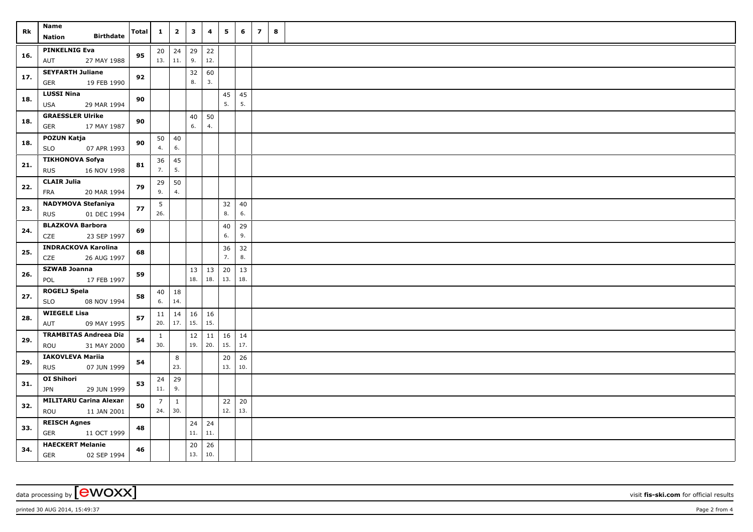| Rk | Name<br>Nation Birthdate | Total | 1 | 2 | 3 | 4 | 5 | 6 | 7 | 8 |
|---|---|---|---|---|---|---|---|---|---|---|
| 16. | **PINKELNIG Eva**<br>AUT 27 MAY 1988 | **95** | 20<br>13. | 24<br>11. | 29<br>9. | 22<br>12. | | | | |
| 17. | **SEYFARTH Juliane**<br>GER 19 FEB 1990 | **92** | | | 32<br>8. | 60<br>3. | | | | |
| 18. | **LUSSI Nina**<br>USA 29 MAR 1994 | **90** | | | | | 45<br>5. | 45<br>5. | | |
| 18. | **GRAESSLER Ulrike**<br>GER 17 MAY 1987 | **90** | | | 40<br>6. | 50<br>4. | | | | |
| 18. | **POZUN Katja**<br>SLO 07 APR 1993 | **90** | 50<br>4. | 40<br>6. | | | | | | |
| 21. | **TIKHONOVA Sofya**<br>RUS 16 NOV 1998 | **81** | 36<br>7. | 45<br>5. | | | | | | |
| 22. | **CLAIR Julia**<br>FRA 20 MAR 1994 | **79** | 29<br>9. | 50<br>4. | | | | | | |
| 23. | **NADYMOVA Stefaniya**<br>RUS 01 DEC 1994 | **77** | 5<br>26. | | | | 32<br>8. | 40<br>6. | | |
| 24. | **BLAZKOVA Barbora**<br>CZE 23 SEP 1997 | **69** | | | | | 40<br>6. | 29<br>9. | | |
| 25. | **INDRACKOVA Karolina**<br>CZE 26 AUG 1997 | **68** | | | | | 36<br>7. | 32<br>8. | | |
| 26. | **SZWAB Joanna**<br>POL 17 FEB 1997 | **59** | | | 13<br>18. | 13<br>18. | 20<br>13. | 13<br>18. | | |
| 27. | **ROGELJ Spela**<br>SLO 08 NOV 1994 | **58** | 40<br>6. | 18<br>14. | | | | | | |
| 28. | **WIEGELE Lisa**<br>AUT 09 MAY 1995 | **57** | 11<br>20. | 14<br>17. | 16<br>15. | 16<br>15. | | | | |
| 29. | **TRAMBITAS Andreea Dia**<br>ROU 31 MAY 2000 | **54** | 1<br>30. | | 12<br>19. | 11<br>20. | 16<br>15. | 14<br>17. | | |
| 29. | **IAKOVLEVA Mariia**<br>RUS 07 JUN 1999 | **54** | | 8<br>23. | | | 20<br>13. | 26<br>10. | | |
| 31. | **OI Shihori**<br>JPN 29 JUN 1999 | **53** | 24<br>11. | 29<br>9. | | | | | | |
| 32. | **MILITARU Carina Alexan**<br>ROU 11 JAN 2001 | **50** | 7<br>24. | 1<br>30. | | | 22<br>12. | 20<br>13. | | |
| 33. | **REISCH Agnes**<br>GER 11 OCT 1999 | **48** | | | 24<br>11. | 24<br>11. | | | | |
| 34. | **HAECKERT Melanie**<br>GER 02 SEP 1994 | **46** | | | 20<br>13. | 26<br>10. | | | | |

data processing by [ewoxx] visit **fis-ski.com** for official results

printed 30 AUG 2014, 15:49:37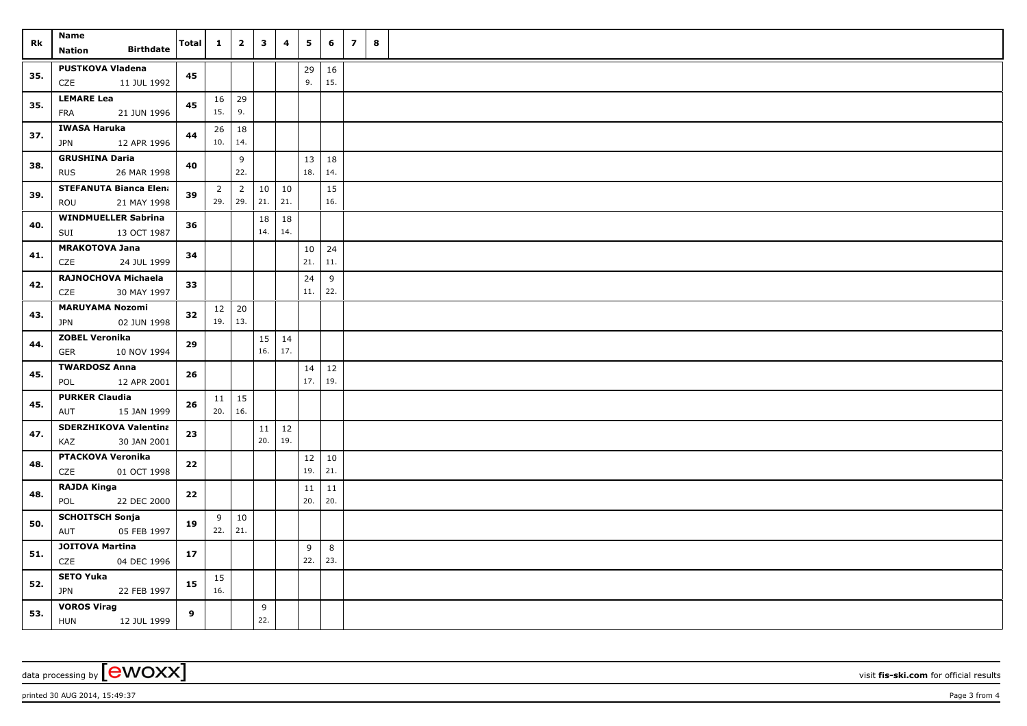| Rk | Name<br>Nation Birthdate | Total | 1 | 2 | 3 | 4 | 5 | 6 | 7 | 8 |
|---|---|---|---|---|---|---|---|---|---|---|
| 35. | **PUSTKOVA Vladena**<br>CZE 11 JUL 1992 | **45** | | | | | 29<br>9. | 16<br>15. | | |
| 35. | **LEMARE Lea**<br>FRA 21 JUN 1996 | **45** | 16<br>15. | 29<br>9. | | | | | | |
| 37. | **IWASA Haruka**<br>JPN 12 APR 1996 | **44** | 26<br>10. | 18<br>14. | | | | | | |
| 38. | **GRUSHINA Daria**<br>RUS 26 MAR 1998 | **40** | | 9<br>22. | | | 13<br>18. | 18<br>14. | | |
| 39. | **STEFANUTA Bianca Elena**<br>ROU 21 MAY 1998 | **39** | 2<br>29. | 2<br>29. | 10<br>21. | 10<br>21. | | 15<br>16. | | |
| 40. | **WINDMUELLER Sabrina**<br>SUI 13 OCT 1987 | **36** | | | 18<br>14. | 18<br>14. | | | | |
| 41. | **MRAKOTOVA Jana**<br>CZE 24 JUL 1999 | **34** | | | | | 10<br>21. | 24<br>11. | | |
| 42. | **RAJNOCHOVA Michaela**<br>CZE 30 MAY 1997 | **33** | | | | | 24<br>11. | 9<br>22. | | |
| 43. | **MARUYAMA Nozomi**<br>JPN 02 JUN 1998 | **32** | 12<br>19. | 20<br>13. | | | | | | |
| 44. | **ZOBEL Veronika**<br>GER 10 NOV 1994 | **29** | | | 15<br>16. | 14<br>17. | | | | |
| 45. | **TWARDOSZ Anna**<br>POL 12 APR 2001 | **26** | | | | | 14<br>17. | 12<br>19. | | |
| 45. | **PURKER Claudia**<br>AUT 15 JAN 1999 | **26** | 11<br>20. | 15<br>16. | | | | | | |
| 47. | **SDERZHIKOVA Valentina**<br>KAZ 30 JAN 2001 | **23** | | | 11<br>20. | 12<br>19. | | | | |
| 48. | **PTACKOVA Veronika**<br>CZE 01 OCT 1998 | **22** | | | | | 12<br>19. | 10<br>21. | | |
| 48. | **RAJDA Kinga**<br>POL 22 DEC 2000 | **22** | | | | | 11<br>20. | 11<br>20. | | |
| 50. | **SCHOITSCH Sonja**<br>AUT 05 FEB 1997 | **19** | 9<br>22. | 10<br>21. | | | | | | |
| 51. | **JOITOVA Martina**<br>CZE 04 DEC 1996 | **17** | | | | | 9<br>22. | 8<br>23. | | |
| 52. | **SETO Yuka**<br>JPN 22 FEB 1997 | **15** | 15<br>16. | | | | | | | |
| 53. | **VOROS Virag**<br>HUN 12 JUL 1999 | **9** | | | 9<br>22. | | | | | |

data processing by [ewoxx] visit **fis-ski.com** for official results

printed 30 AUG 2014, 15:49:37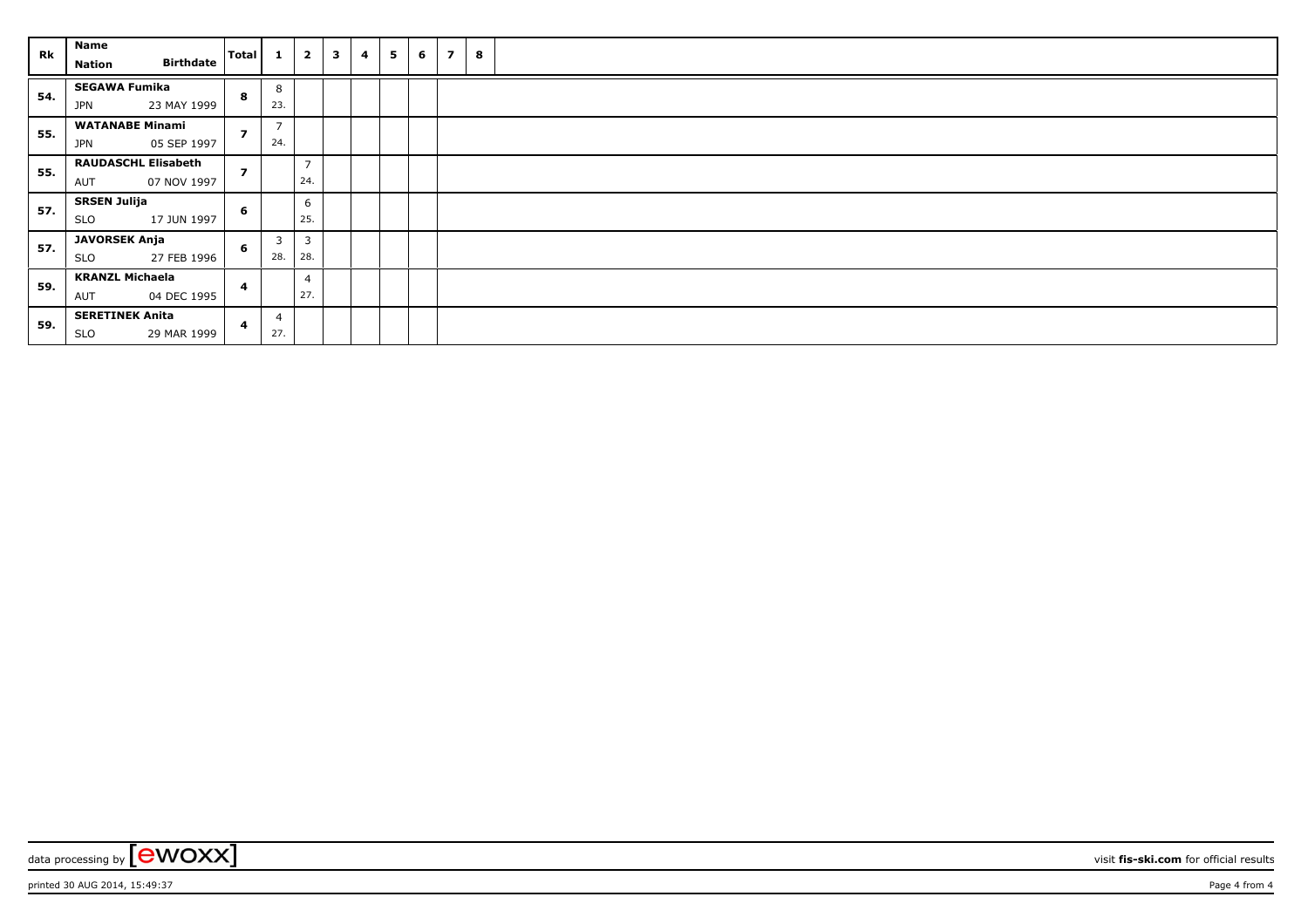| Rk | Name Nation Birthdate | Total | 1 | 2 | 3 | 4 | 5 | 6 | 7 | 8 |
|---|---|---|---|---|---|---|---|---|---|---|
| 54. | **SEGAWA Fumika** JPN 23 MAY 1999 | **8** | 8 23. | | | | | | | |
| 55. | **WATANABE Minami** JPN 05 SEP 1997 | **7** | 7 24. | | | | | | | |
| 55. | **RAUDASCHL Elisabeth** AUT 07 NOV 1997 | **7** | | 7 24. | | | | | | |
| 57. | **SRSEN Julija** SLO 17 JUN 1997 | **6** | | 6 25. | | | | | | |
| 57. | **JAVORSEK Anja** SLO 27 FEB 1996 | **6** | 3 28. | 3 28. | | | | | | |
| 59. | **KRANZL Michaela** AUT 04 DEC 1995 | **4** | | 4 27. | | | | | | |
| 59. | **SERETINEK Anita** SLO 29 MAR 1999 | **4** | 4 27. | | | | | | | |

data processing by [ewoxx]

visit **fis-ski.com** for official results

printed 30 AUG 2014, 15:49:37